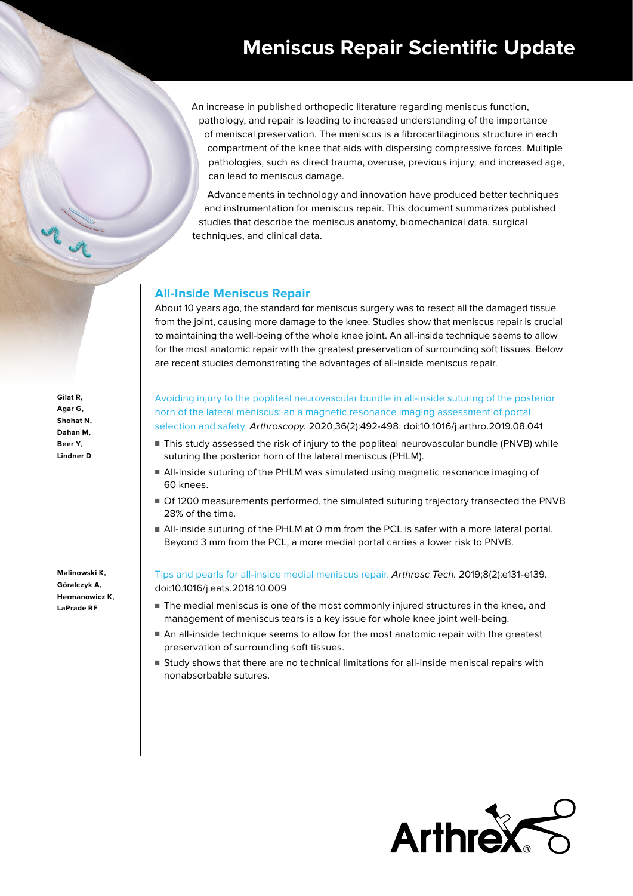# Meniscus Repair Scientific Update

An increase in published orthopedic literature regarding meniscus function, pathology, and repair is leading to increased understanding of the importance of meniscal preservation. The meniscus is a fibrocartilaginous structure in each compartment of the knee that aids with dispersing compressive forces. Multiple pathologies, such as direct trauma, overuse, previous injury, and increased age, can lead to meniscus damage.

Advancements in technology and innovation have produced better techniques and instrumentation for meniscus repair. This document summarizes published studies that describe the meniscus anatomy, biomechanical data, surgical techniques, and clinical data.

## All-Inside Meniscus Repair

About 10 years ago, the standard for meniscus surgery was to resect all the damaged tissue from the joint, causing more damage to the knee. Studies show that meniscus repair is crucial to maintaining the well-being of the whole knee joint. An all-inside technique seems to allow for the most anatomic repair with the greatest preservation of surrounding soft tissues. Below are recent studies demonstrating the advantages of all-inside meniscus repair.

**Gilat R, Agar G, Shohat N, Dahan M, Beer Y, Lindner D**

Avoiding injury to the popliteal neurovascular bundle in all-inside suturing of the posterior horn of the lateral meniscus: an a magnetic resonance imaging assessment of portal selection and safety. *Arthroscopy.* 2020;36(2):492-498. doi:10.1016/j.arthro.2019.08.041

- This study assessed the risk of injury to the popliteal neurovascular bundle (PNVB) while suturing the posterior horn of the lateral meniscus (PHLM).
- All-inside suturing of the PHLM was simulated using magnetic resonance imaging of 60 knees.
- Of 1200 measurements performed, the simulated suturing trajectory transected the PNVB 28% of the time.
- All-inside suturing of the PHLM at 0 mm from the PCL is safer with a more lateral portal. Beyond 3 mm from the PCL, a more medial portal carries a lower risk to PNVB.

**Malinowski K, Góralczyk A, Hermanowicz K, LaPrade RF**

Tips and pearls for all-inside medial meniscus repair. *Arthrosc Tech.* 2019;8(2):e131-e139. doi:10.1016/j.eats.2018.10.009

- The medial meniscus is one of the most commonly injured structures in the knee, and management of meniscus tears is a key issue for whole knee joint well-being.
- An all-inside technique seems to allow for the most anatomic repair with the greatest preservation of surrounding soft tissues.
- Study shows that there are no technical limitations for all-inside meniscal repairs with nonabsorbable sutures.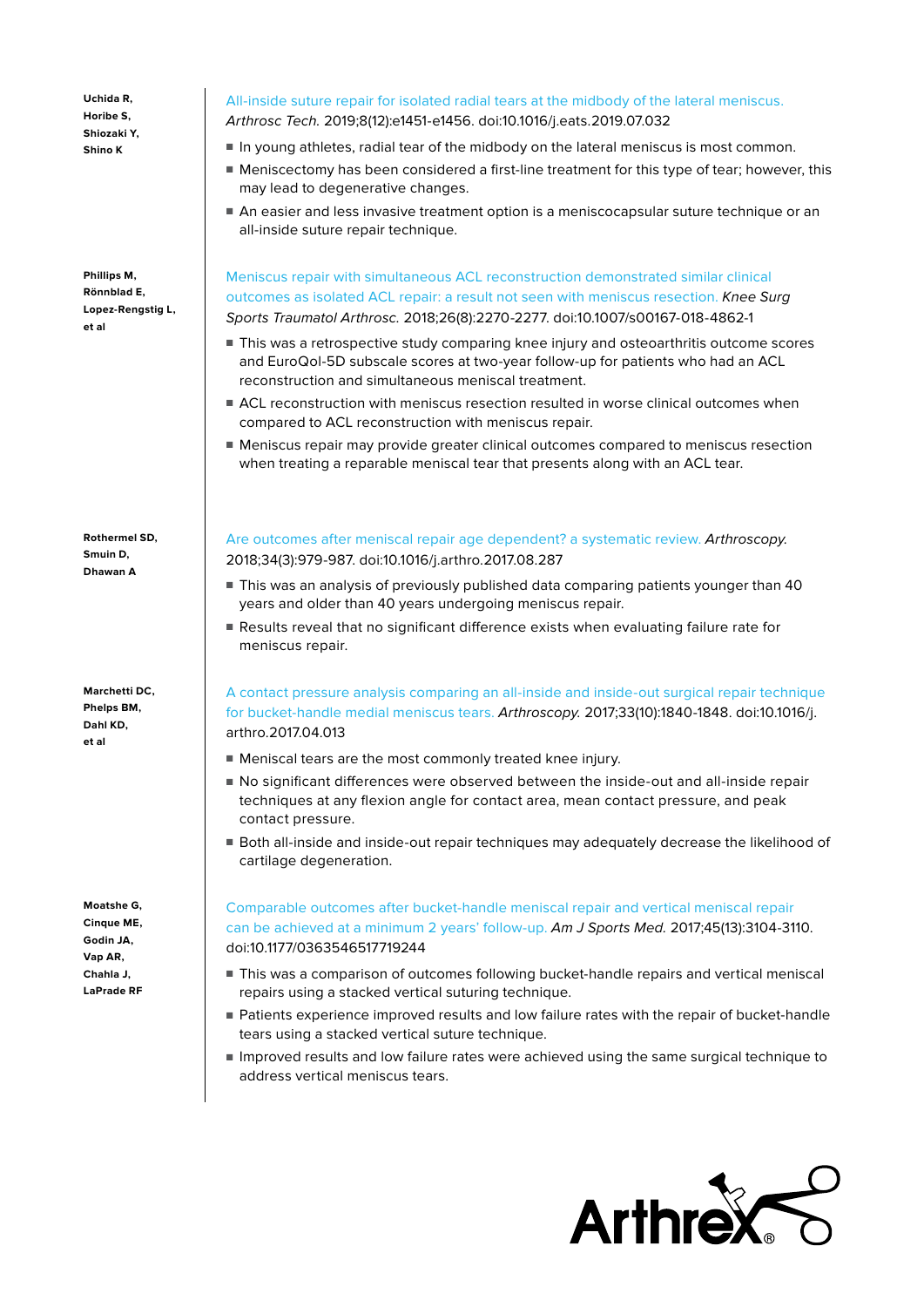**Uchida R, Horibe S, Shiozaki Y, Shino K**

All-inside suture repair for isolated radial tears at the midbody of the lateral meniscus. *Arthrosc Tech.* 2019;8(12):e1451-e1456. doi:10.1016/j.eats.2019.07.032

- In young athletes, radial tear of the midbody on the lateral meniscus is most common.
- Meniscectomy has been considered a first-line treatment for this type of tear; however, this may lead to degenerative changes.
- An easier and less invasive treatment option is a meniscocapsular suture technique or an all-inside suture repair technique.

**Phillips M, Rönnblad E, Lopez-Rengstig L, et al**

Meniscus repair with simultaneous ACL reconstruction demonstrated similar clinical outcomes as isolated ACL repair: a result not seen with meniscus resection. *Knee Surg Sports Traumatol Arthrosc.* 2018;26(8):2270-2277. doi:10.1007/s00167-018-4862-1

- This was a retrospective study comparing knee injury and osteoarthritis outcome scores and EuroQol-5D subscale scores at two-year follow-up for patients who had an ACL reconstruction and simultaneous meniscal treatment.
- ACL reconstruction with meniscus resection resulted in worse clinical outcomes when compared to ACL reconstruction with meniscus repair.
- Meniscus repair may provide greater clinical outcomes compared to meniscus resection when treating a reparable meniscal tear that presents along with an ACL tear.

**Rothermel SD, Smuin D, Dhawan A**

Are outcomes after meniscal repair age dependent? a systematic review. *Arthroscopy.* 2018;34(3):979-987. doi:10.1016/j.arthro.2017.08.287

- This was an analysis of previously published data comparing patients younger than 40 years and older than 40 years undergoing meniscus repair.
- Results reveal that no significant difference exists when evaluating failure rate for meniscus repair.

**Marchetti DC, Phelps BM, Dahl KD, et al**

A contact pressure analysis comparing an all-inside and inside-out surgical repair technique for bucket-handle medial meniscus tears. *Arthroscopy.* 2017;33(10):1840-1848. doi:10.1016/j.arthro.2017.04.013

- Meniscal tears are the most commonly treated knee injury.
- No significant differences were observed between the inside-out and all-inside repair techniques at any flexion angle for contact area, mean contact pressure, and peak contact pressure.
- Both all-inside and inside-out repair techniques may adequately decrease the likelihood of cartilage degeneration.

**Moatshe G, Cinque ME, Godin JA, Vap AR, Chahla J, LaPrade RF**

Comparable outcomes after bucket-handle meniscal repair and vertical meniscal repair can be achieved at a minimum 2 years' follow-up. *Am J Sports Med.* 2017;45(13):3104-3110. doi:10.1177/0363546517719244

- This was a comparison of outcomes following bucket-handle repairs and vertical meniscal repairs using a stacked vertical suturing technique.
- Patients experience improved results and low failure rates with the repair of bucket-handle tears using a stacked vertical suture technique.
- Improved results and low failure rates were achieved using the same surgical technique to address vertical meniscus tears.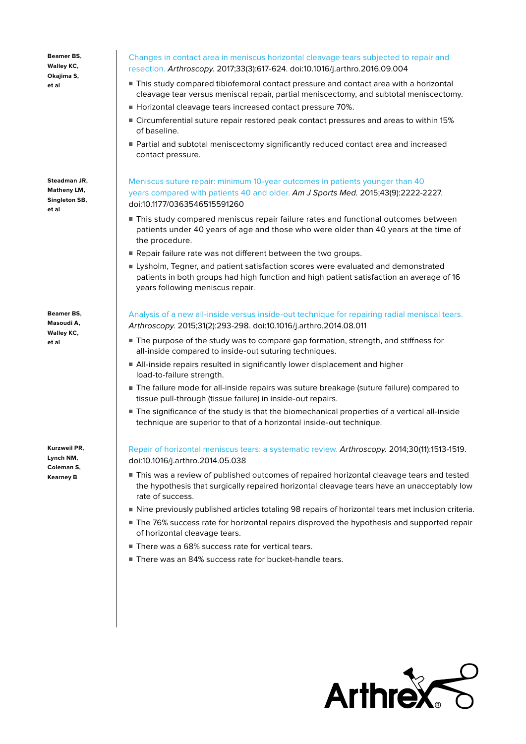**Beamer BS, Walley KC, Okajima S, et al**

Changes in contact area in meniscus horizontal cleavage tears subjected to repair and resection. *Arthroscopy.* 2017;33(3):617-624. doi:10.1016/j.arthro.2016.09.004

- This study compared tibiofemoral contact pressure and contact area with a horizontal cleavage tear versus meniscal repair, partial meniscectomy, and subtotal meniscectomy.
- Horizontal cleavage tears increased contact pressure 70%.
- Circumferential suture repair restored peak contact pressures and areas to within 15% of baseline.
- Partial and subtotal meniscectomy significantly reduced contact area and increased contact pressure.

**Steadman JR, Matheny LM, Singleton SB, et al**

Meniscus suture repair: minimum 10-year outcomes in patients younger than 40 years compared with patients 40 and older. *Am J Sports Med.* 2015;43(9):2222-2227. doi:10.1177/0363546515591260

- This study compared meniscus repair failure rates and functional outcomes between patients under 40 years of age and those who were older than 40 years at the time of the procedure.
- Repair failure rate was not different between the two groups.
- Lysholm, Tegner, and patient satisfaction scores were evaluated and demonstrated patients in both groups had high function and high patient satisfaction an average of 16 years following meniscus repair.

**Beamer BS, Masoudi A, Walley KC, et al**

Analysis of a new all-inside versus inside-out technique for repairing radial meniscal tears. *Arthroscopy.* 2015;31(2):293-298. doi:10.1016/j.arthro.2014.08.011

- The purpose of the study was to compare gap formation, strength, and stiffness for all-inside compared to inside-out suturing techniques.
- All-inside repairs resulted in significantly lower displacement and higher load-to-failure strength.
- The failure mode for all-inside repairs was suture breakage (suture failure) compared to tissue pull-through (tissue failure) in inside-out repairs.
- The significance of the study is that the biomechanical properties of a vertical all-inside technique are superior to that of a horizontal inside-out technique.

**Kurzweil PR, Lynch NM, Coleman S, Kearney B**

Repair of horizontal meniscus tears: a systematic review. *Arthroscopy.* 2014;30(11):1513-1519. doi:10.1016/j.arthro.2014.05.038

- This was a review of published outcomes of repaired horizontal cleavage tears and tested the hypothesis that surgically repaired horizontal cleavage tears have an unacceptably low rate of success.
- Nine previously published articles totaling 98 repairs of horizontal tears met inclusion criteria.
- The 76% success rate for horizontal repairs disproved the hypothesis and supported repair of horizontal cleavage tears.
- There was a 68% success rate for vertical tears.
- There was an 84% success rate for bucket-handle tears.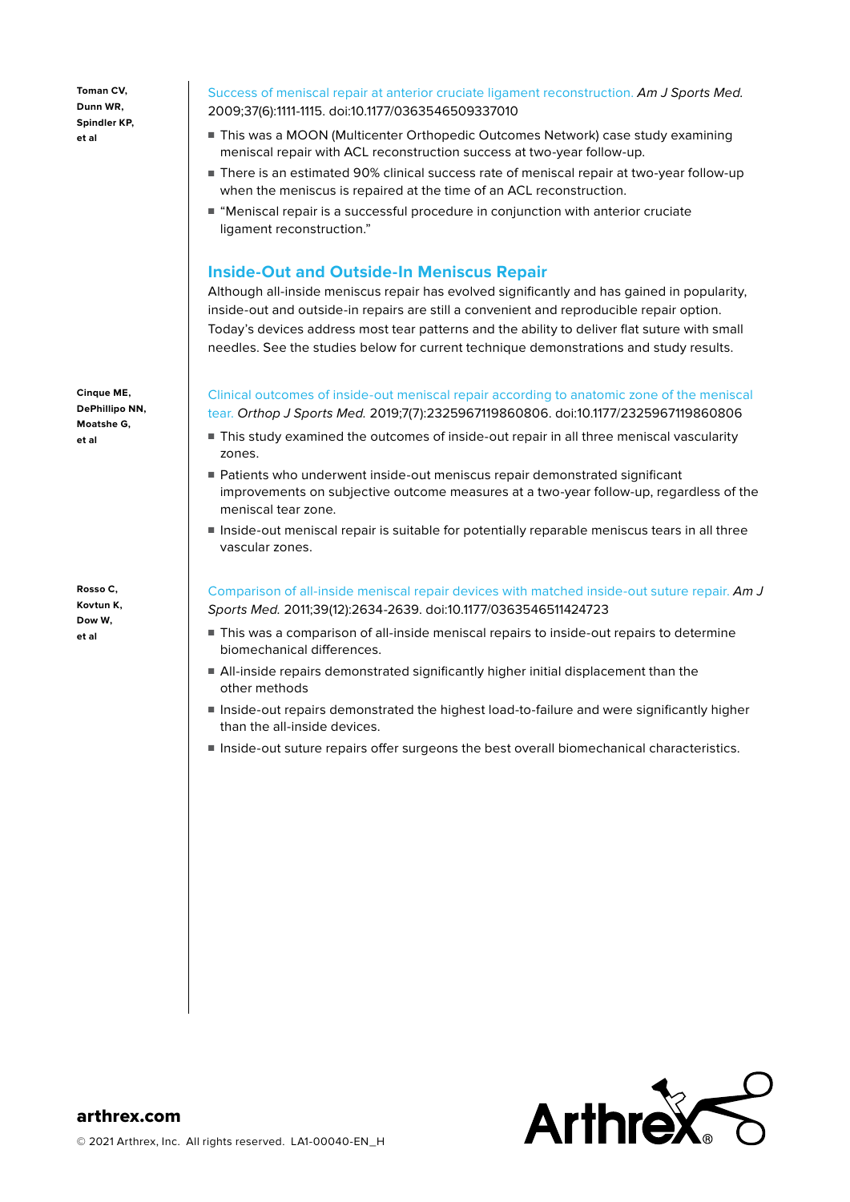**Toman CV, Dunn WR, Spindler KP, et al**

Success of meniscal repair at anterior cruciate ligament reconstruction. *Am J Sports Med.* 2009;37(6):1111-1115. doi:10.1177/0363546509337010

- This was a MOON (Multicenter Orthopedic Outcomes Network) case study examining meniscal repair with ACL reconstruction success at two-year follow-up.
- There is an estimated 90% clinical success rate of meniscal repair at two-year follow-up when the meniscus is repaired at the time of an ACL reconstruction.
- "Meniscal repair is a successful procedure in conjunction with anterior cruciate ligament reconstruction."

## Inside-Out and Outside-In Meniscus Repair

Although all-inside meniscus repair has evolved significantly and has gained in popularity, inside-out and outside-in repairs are still a convenient and reproducible repair option. Today's devices address most tear patterns and the ability to deliver flat suture with small needles. See the studies below for current technique demonstrations and study results.

**Cinque ME, DePhillipo NN, Moatshe G, et al**

Clinical outcomes of inside-out meniscal repair according to anatomic zone of the meniscal tear. *Orthop J Sports Med.* 2019;7(7):2325967119860806. doi:10.1177/2325967119860806

- This study examined the outcomes of inside-out repair in all three meniscal vascularity zones.
- Patients who underwent inside-out meniscus repair demonstrated significant improvements on subjective outcome measures at a two-year follow-up, regardless of the meniscal tear zone.
- Inside-out meniscal repair is suitable for potentially reparable meniscus tears in all three vascular zones.

**Rosso C, Kovtun K, Dow W, et al**

Comparison of all-inside meniscal repair devices with matched inside-out suture repair. *Am J Sports Med.* 2011;39(12):2634-2639. doi:10.1177/0363546511424723

- This was a comparison of all-inside meniscal repairs to inside-out repairs to determine biomechanical differences.
- All-inside repairs demonstrated significantly higher initial displacement than the other methods
- Inside-out repairs demonstrated the highest load-to-failure and were significantly higher than the all-inside devices.
- Inside-out suture repairs offer surgeons the best overall biomechanical characteristics.

**arthrex.com**

© 2021 Arthrex, Inc. All rights reserved. LA1-00040-EN_H